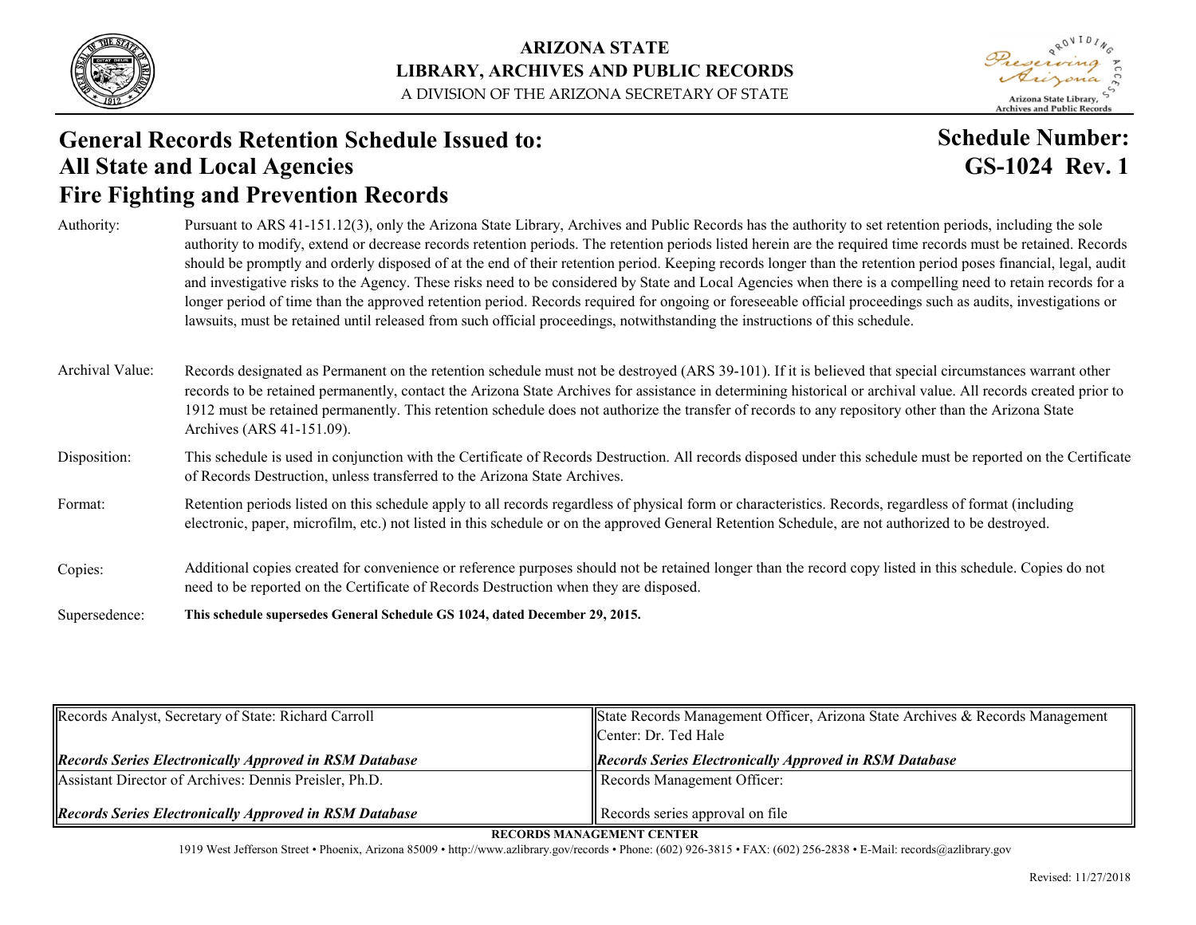**ARIZONA STATE**
**LIBRARY, ARCHIVES AND PUBLIC RECORDS**
A DIVISION OF THE ARIZONA SECRETARY OF STATE

# General Records Retention Schedule Issued to: All State and Local Agencies Fire Fighting and Prevention Records

**Schedule Number: GS-1024 Rev. 1**

| | |
|---|---|
| Authority: | Pursuant to ARS 41-151.12(3), only the Arizona State Library, Archives and Public Records has the authority to set retention periods, including the sole authority to modify, extend or decrease records retention periods. The retention periods listed herein are the required time records must be retained. Records should be promptly and orderly disposed of at the end of their retention period. Keeping records longer than the retention period poses financial, legal, audit and investigative risks to the Agency. These risks need to be considered by State and Local Agencies when there is a compelling need to retain records for a longer period of time than the approved retention period. Records required for ongoing or foreseeable official proceedings such as audits, investigations or lawsuits, must be retained until released from such official proceedings, notwithstanding the instructions of this schedule. |
| Archival Value: | Records designated as Permanent on the retention schedule must not be destroyed (ARS 39-101). If it is believed that special circumstances warrant other records to be retained permanently, contact the Arizona State Archives for assistance in determining historical or archival value. All records created prior to 1912 must be retained permanently. This retention schedule does not authorize the transfer of records to any repository other than the Arizona State Archives (ARS 41-151.09). |
| Disposition: | This schedule is used in conjunction with the Certificate of Records Destruction. All records disposed under this schedule must be reported on the Certificate of Records Destruction, unless transferred to the Arizona State Archives. |
| Format: | Retention periods listed on this schedule apply to all records regardless of physical form or characteristics. Records, regardless of format (including electronic, paper, microfilm, etc.) not listed in this schedule or on the approved General Retention Schedule, are not authorized to be destroyed. |
| Copies: | Additional copies created for convenience or reference purposes should not be retained longer than the record copy listed in this schedule. Copies do not need to be reported on the Certificate of Records Destruction when they are disposed. |
| Supersedence: | **This schedule supersedes General Schedule GS 1024, dated December 29, 2015.** |

| | |
|---|---|
| Records Analyst, Secretary of State: Richard Carroll<br><br>***Records Series Electronically Approved in RSM Database*** | State Records Management Officer, Arizona State Archives & Records Management Center: Dr. Ted Hale<br><br>***Records Series Electronically Approved in RSM Database*** |
| Assistant Director of Archives: Dennis Preisler, Ph.D.<br><br>***Records Series Electronically Approved in RSM Database*** | Records Management Officer:<br><br>Records series approval on file |

**RECORDS MANAGEMENT CENTER**
1919 West Jefferson Street • Phoenix, Arizona 85009 • http://www.azlibrary.gov/records • Phone: (602) 926-3815 • FAX: (602) 256-2838 • E-Mail: records@azlibrary.gov

Revised: 11/27/2018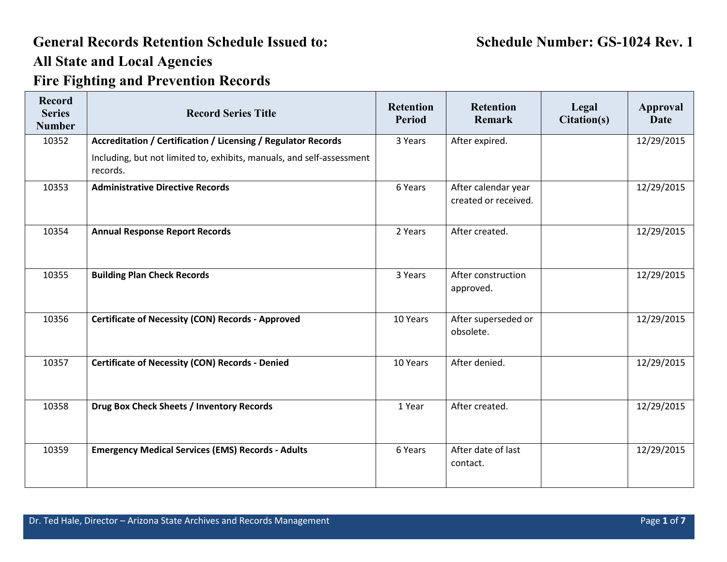# General Records Retention Schedule Issued to: All State and Local Agencies

**Schedule Number: GS-1024 Rev. 1**

## Fire Fighting and Prevention Records

| Record Series Number | Record Series Title | Retention Period | Retention Remark | Legal Citation(s) | Approval Date |
|---|---|---|---|---|---|
| 10352 | **Accreditation / Certification / Licensing / Regulator Records** Including, but not limited to, exhibits, manuals, and self-assessment records. | 3 Years | After expired. | | 12/29/2015 |
| 10353 | **Administrative Directive Records** | 6 Years | After calendar year created or received. | | 12/29/2015 |
| 10354 | **Annual Response Report Records** | 2 Years | After created. | | 12/29/2015 |
| 10355 | **Building Plan Check Records** | 3 Years | After construction approved. | | 12/29/2015 |
| 10356 | **Certificate of Necessity (CON) Records - Approved** | 10 Years | After superseded or obsolete. | | 12/29/2015 |
| 10357 | **Certificate of Necessity (CON) Records - Denied** | 10 Years | After denied. | | 12/29/2015 |
| 10358 | **Drug Box Check Sheets / Inventory Records** | 1 Year | After created. | | 12/29/2015 |
| 10359 | **Emergency Medical Services (EMS) Records - Adults** | 6 Years | After date of last contact. | | 12/29/2015 |

Dr. Ted Hale, Director – Arizona State Archives and Records Management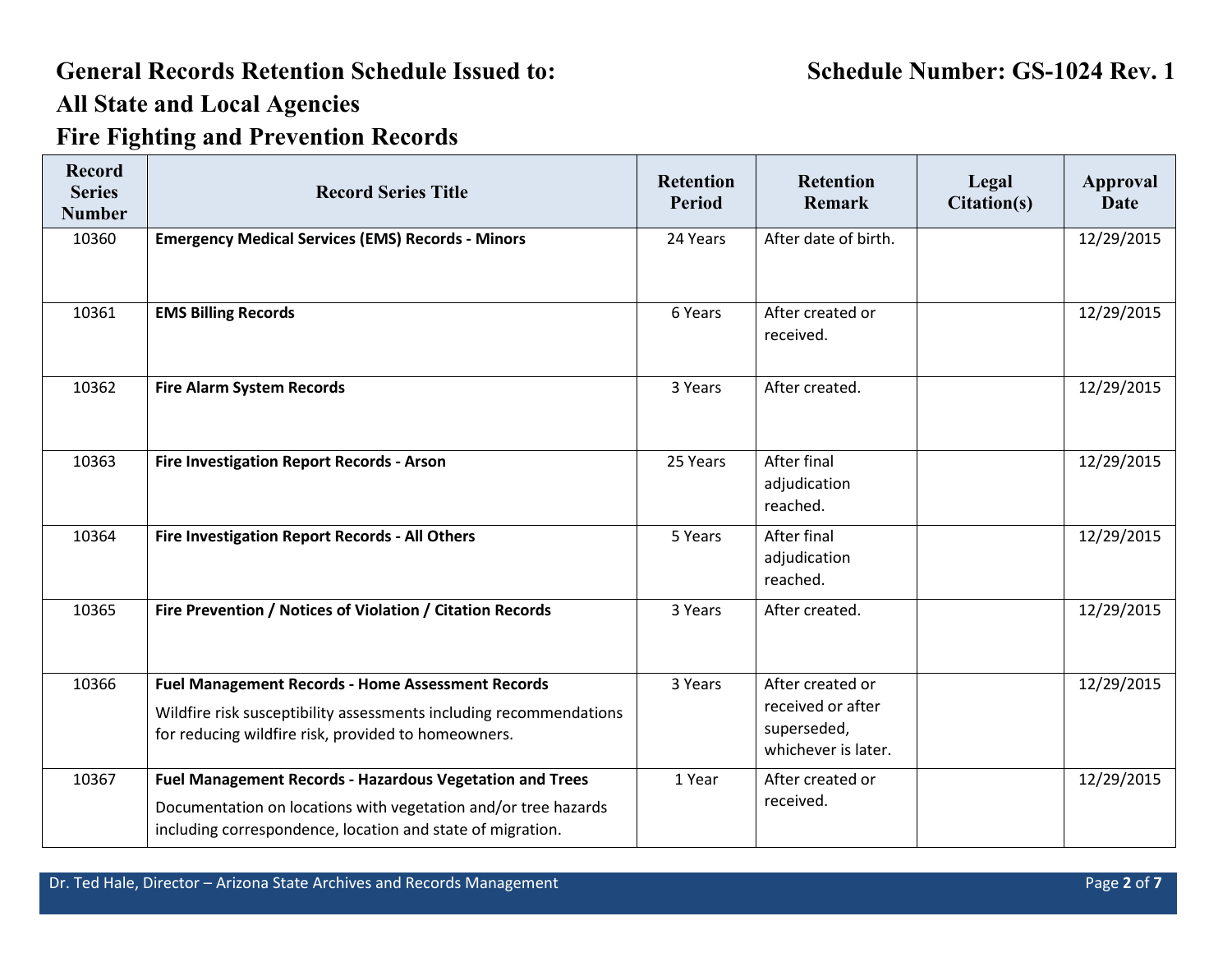# General Records Retention Schedule Issued to: All State and Local Agencies

# Schedule Number: GS-1024 Rev. 1

## Fire Fighting and Prevention Records

| Record Series Number | Record Series Title | Retention Period | Retention Remark | Legal Citation(s) | Approval Date |
|---|---|---|---|---|---|
| 10360 | **Emergency Medical Services (EMS) Records - Minors** | 24 Years | After date of birth. | | 12/29/2015 |
| 10361 | **EMS Billing Records** | 6 Years | After created or received. | | 12/29/2015 |
| 10362 | **Fire Alarm System Records** | 3 Years | After created. | | 12/29/2015 |
| 10363 | **Fire Investigation Report Records - Arson** | 25 Years | After final adjudication reached. | | 12/29/2015 |
| 10364 | **Fire Investigation Report Records - All Others** | 5 Years | After final adjudication reached. | | 12/29/2015 |
| 10365 | **Fire Prevention / Notices of Violation / Citation Records** | 3 Years | After created. | | 12/29/2015 |
| 10366 | **Fuel Management Records - Home Assessment Records**<br>Wildfire risk susceptibility assessments including recommendations for reducing wildfire risk, provided to homeowners. | 3 Years | After created or received or after superseded, whichever is later. | | 12/29/2015 |
| 10367 | **Fuel Management Records - Hazardous Vegetation and Trees**<br>Documentation on locations with vegetation and/or tree hazards including correspondence, location and state of migration. | 1 Year | After created or received. | | 12/29/2015 |

Dr. Ted Hale, Director – Arizona State Archives and Records Management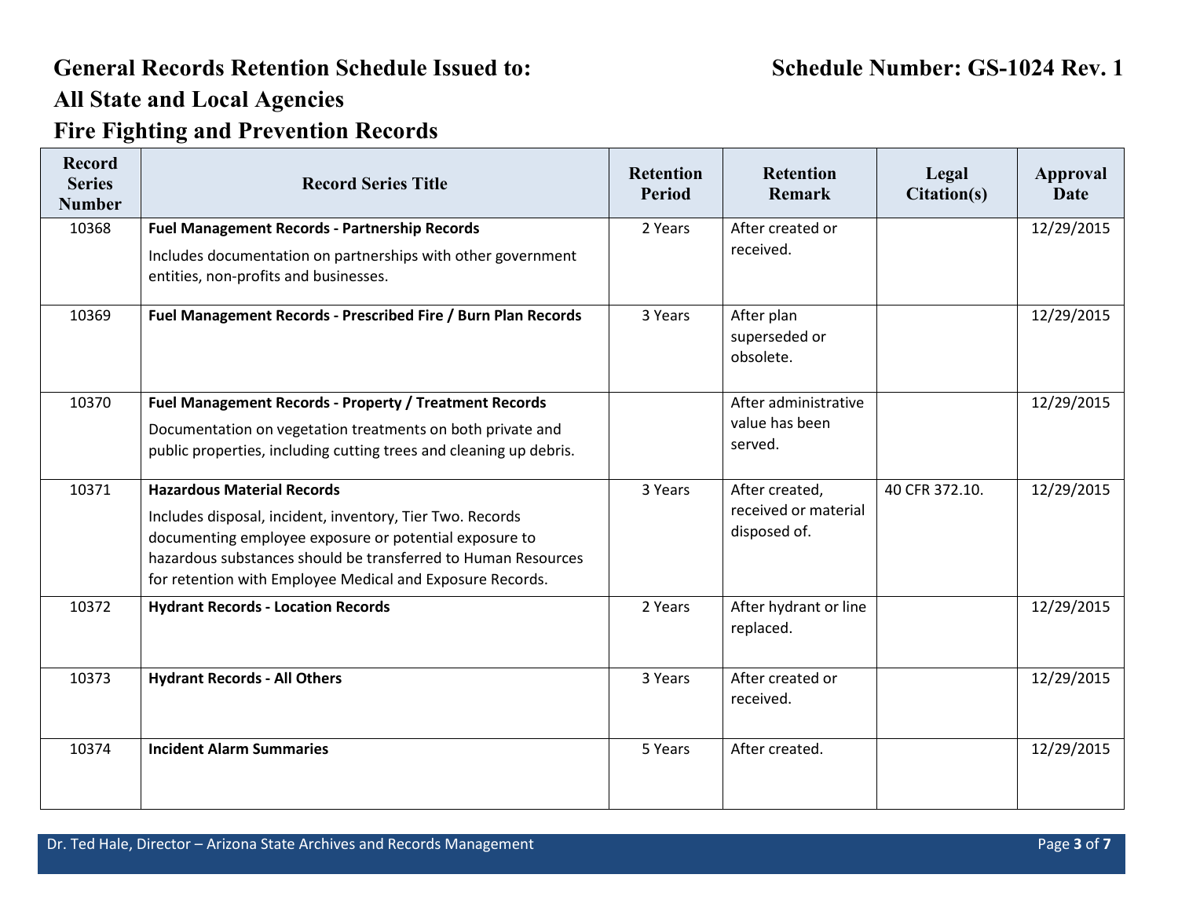# General Records Retention Schedule Issued to: All State and Local Agencies

# Fire Fighting and Prevention Records

**Schedule Number: GS-1024 Rev. 1**

| Record Series Number | Record Series Title | Retention Period | Retention Remark | Legal Citation(s) | Approval Date |
|---|---|---|---|---|---|
| 10368 | **Fuel Management Records - Partnership Records**<br>Includes documentation on partnerships with other government entities, non-profits and businesses. | 2 Years | After created or received. | | 12/29/2015 |
| 10369 | **Fuel Management Records - Prescribed Fire / Burn Plan Records** | 3 Years | After plan superseded or obsolete. | | 12/29/2015 |
| 10370 | **Fuel Management Records - Property / Treatment Records**<br>Documentation on vegetation treatments on both private and public properties, including cutting trees and cleaning up debris. | | After administrative value has been served. | | 12/29/2015 |
| 10371 | **Hazardous Material Records**<br>Includes disposal, incident, inventory, Tier Two. Records documenting employee exposure or potential exposure to hazardous substances should be transferred to Human Resources for retention with Employee Medical and Exposure Records. | 3 Years | After created, received or material disposed of. | 40 CFR 372.10. | 12/29/2015 |
| 10372 | **Hydrant Records - Location Records** | 2 Years | After hydrant or line replaced. | | 12/29/2015 |
| 10373 | **Hydrant Records - All Others** | 3 Years | After created or received. | | 12/29/2015 |
| 10374 | **Incident Alarm Summaries** | 5 Years | After created. | | 12/29/2015 |

Dr. Ted Hale, Director – Arizona State Archives and Records Management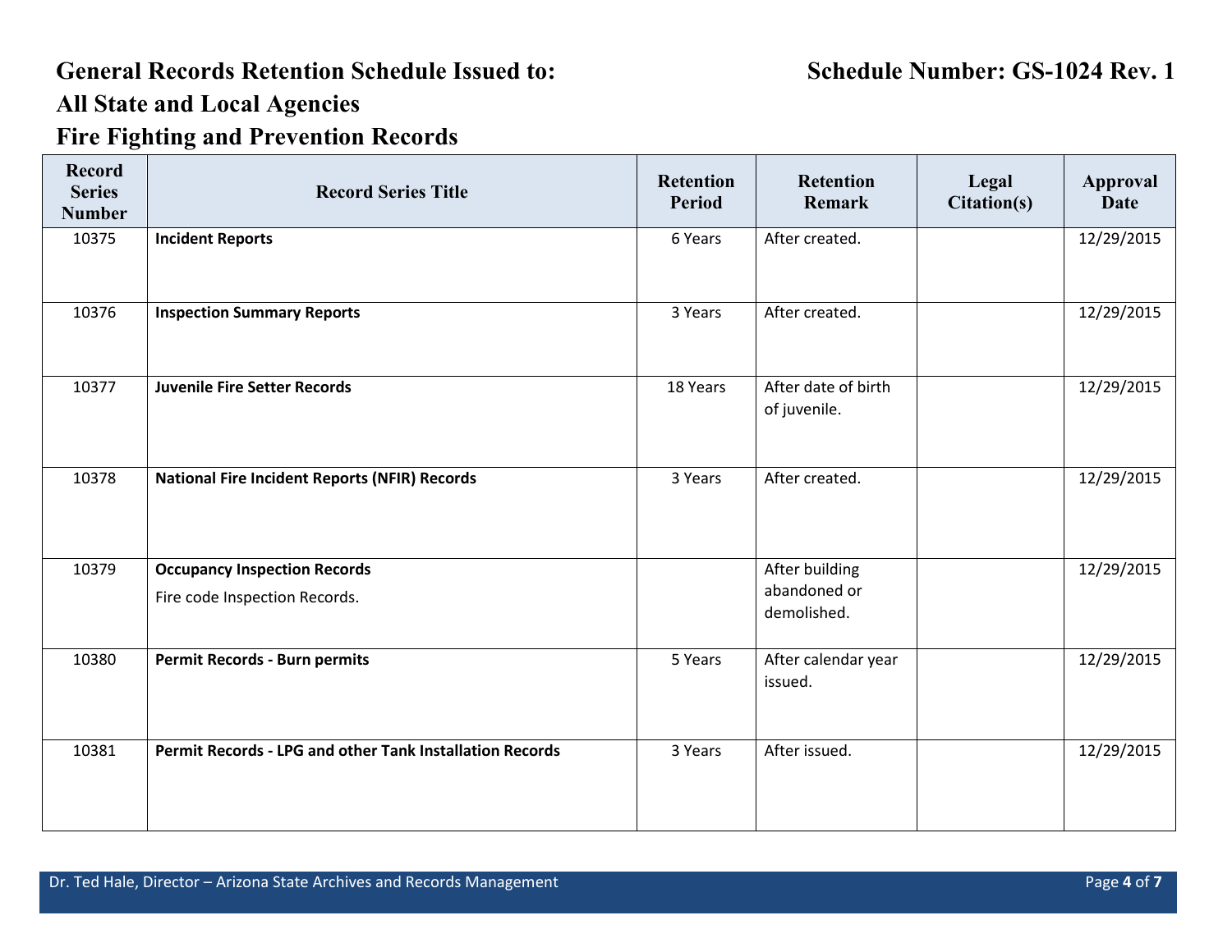# General Records Retention Schedule Issued to: All State and Local Agencies

# Fire Fighting and Prevention Records

**Schedule Number: GS-1024 Rev. 1**

| Record Series Number | Record Series Title | Retention Period | Retention Remark | Legal Citation(s) | Approval Date |
|---|---|---|---|---|---|
| 10375 | **Incident Reports** | 6 Years | After created. | | 12/29/2015 |
| 10376 | **Inspection Summary Reports** | 3 Years | After created. | | 12/29/2015 |
| 10377 | **Juvenile Fire Setter Records** | 18 Years | After date of birth of juvenile. | | 12/29/2015 |
| 10378 | **National Fire Incident Reports (NFIR) Records** | 3 Years | After created. | | 12/29/2015 |
| 10379 | **Occupancy Inspection Records** Fire code Inspection Records. | | After building abandoned or demolished. | | 12/29/2015 |
| 10380 | **Permit Records - Burn permits** | 5 Years | After calendar year issued. | | 12/29/2015 |
| 10381 | **Permit Records - LPG and other Tank Installation Records** | 3 Years | After issued. | | 12/29/2015 |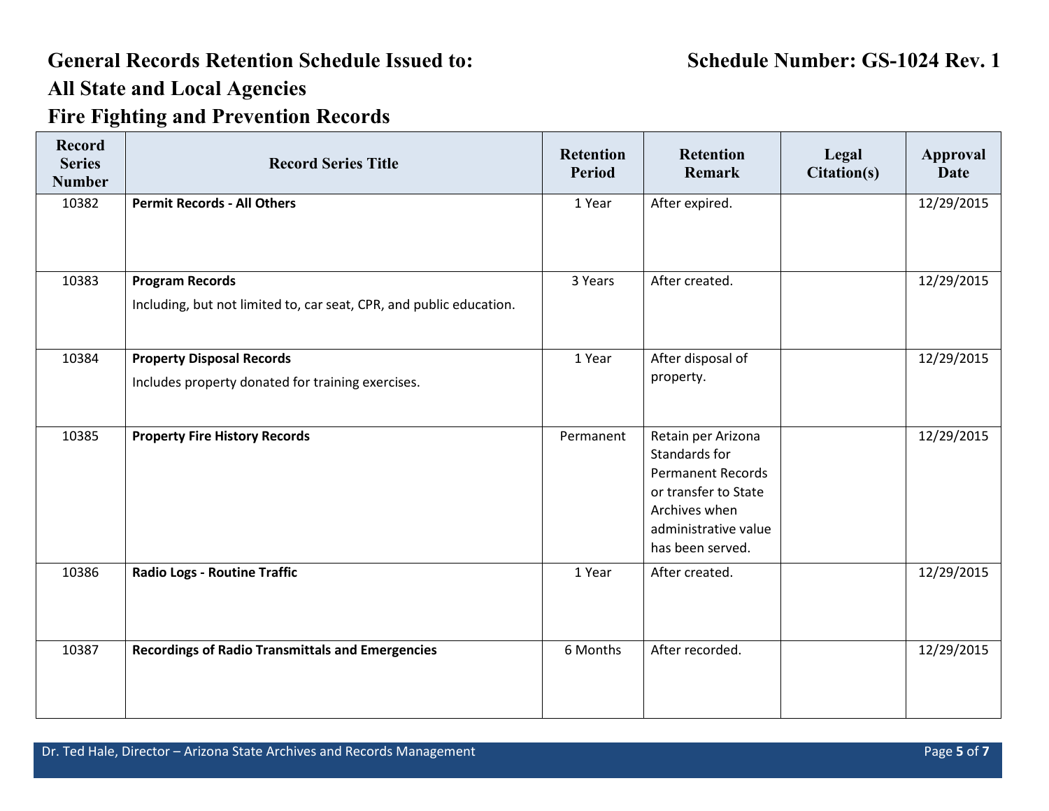# General Records Retention Schedule Issued to: All State and Local Agencies

# Fire Fighting and Prevention Records

**Schedule Number: GS-1024 Rev. 1**

| Record Series Number | Record Series Title | Retention Period | Retention Remark | Legal Citation(s) | Approval Date |
|---|---|---|---|---|---|
| 10382 | **Permit Records - All Others** | 1 Year | After expired. | | 12/29/2015 |
| 10383 | **Program Records**<br>Including, but not limited to, car seat, CPR, and public education. | 3 Years | After created. | | 12/29/2015 |
| 10384 | **Property Disposal Records**<br>Includes property donated for training exercises. | 1 Year | After disposal of property. | | 12/29/2015 |
| 10385 | **Property Fire History Records** | Permanent | Retain per Arizona Standards for Permanent Records or transfer to State Archives when administrative value has been served. | | 12/29/2015 |
| 10386 | **Radio Logs - Routine Traffic** | 1 Year | After created. | | 12/29/2015 |
| 10387 | **Recordings of Radio Transmittals and Emergencies** | 6 Months | After recorded. | | 12/29/2015 |

Dr. Ted Hale, Director – Arizona State Archives and Records Management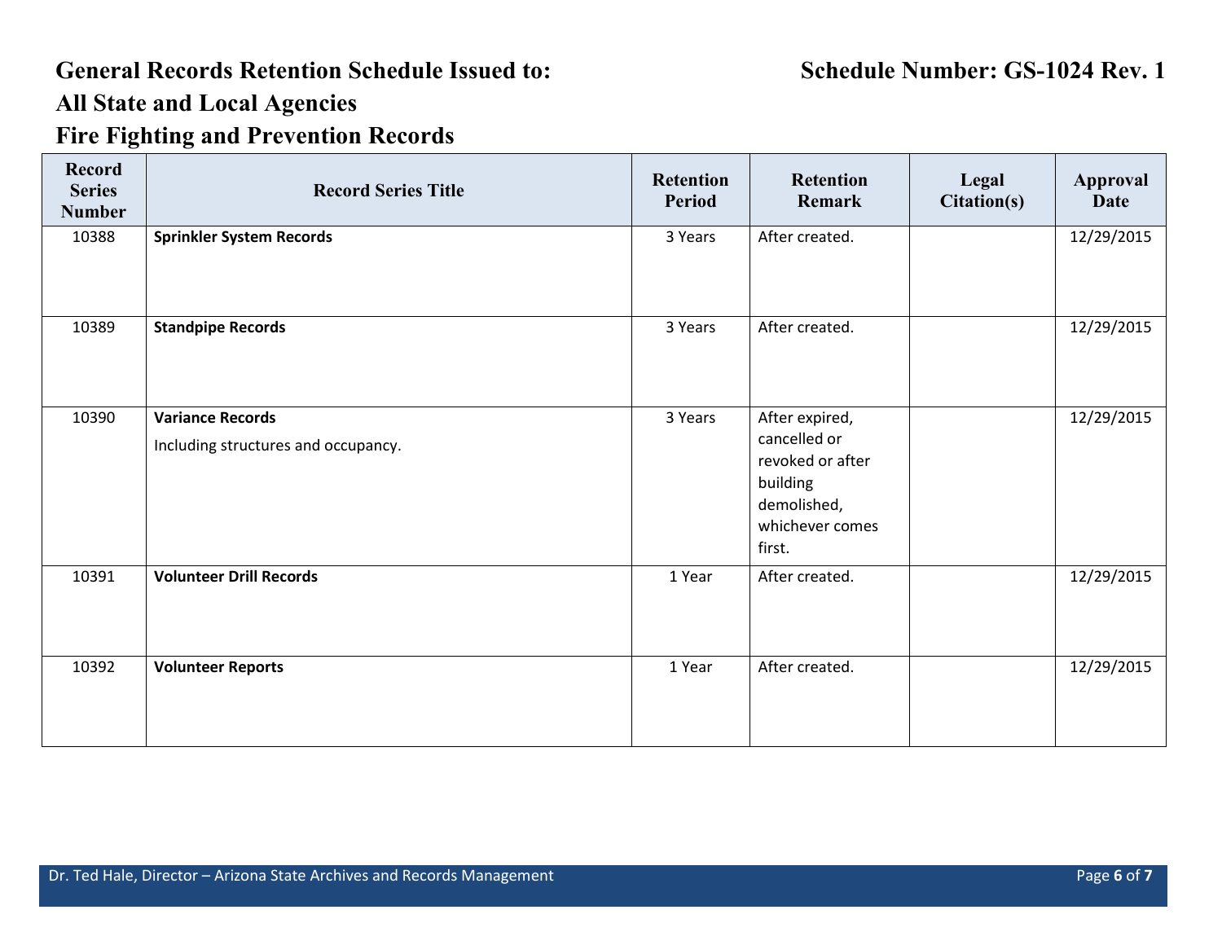# General Records Retention Schedule Issued to: All State and Local Agencies

# Fire Fighting and Prevention Records

**Schedule Number: GS-1024 Rev. 1**

| Record Series Number | Record Series Title | Retention Period | Retention Remark | Legal Citation(s) | Approval Date |
|---|---|---|---|---|---|
| 10388 | **Sprinkler System Records** | 3 Years | After created. | | 12/29/2015 |
| 10389 | **Standpipe Records** | 3 Years | After created. | | 12/29/2015 |
| 10390 | **Variance Records**<br>Including structures and occupancy. | 3 Years | After expired, cancelled or revoked or after building demolished, whichever comes first. | | 12/29/2015 |
| 10391 | **Volunteer Drill Records** | 1 Year | After created. | | 12/29/2015 |
| 10392 | **Volunteer Reports** | 1 Year | After created. | | 12/29/2015 |

Dr. Ted Hale, Director – Arizona State Archives and Records Management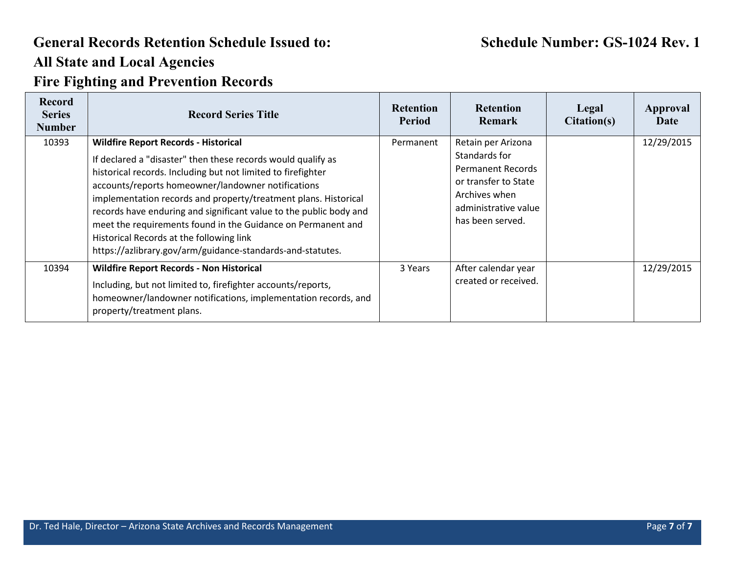# General Records Retention Schedule Issued to: All State and Local Agencies

## Fire Fighting and Prevention Records

**Schedule Number: GS-1024 Rev. 1**

| Record Series Number | Record Series Title | Retention Period | Retention Remark | Legal Citation(s) | Approval Date |
|---|---|---|---|---|---|
| 10393 | **Wildfire Report Records - Historical**<br><br>If declared a "disaster" then these records would qualify as historical records. Including but not limited to firefighter accounts/reports homeowner/landowner notifications implementation records and property/treatment plans. Historical records have enduring and significant value to the public body and meet the requirements found in the Guidance on Permanent and Historical Records at the following link https://azlibrary.gov/arm/guidance-standards-and-statutes. | Permanent | Retain per Arizona Standards for Permanent Records or transfer to State Archives when administrative value has been served. | | 12/29/2015 |
| 10394 | **Wildfire Report Records - Non Historical**<br><br>Including, but not limited to, firefighter accounts/reports, homeowner/landowner notifications, implementation records, and property/treatment plans. | 3 Years | After calendar year created or received. | | 12/29/2015 |

Dr. Ted Hale, Director – Arizona State Archives and Records Management